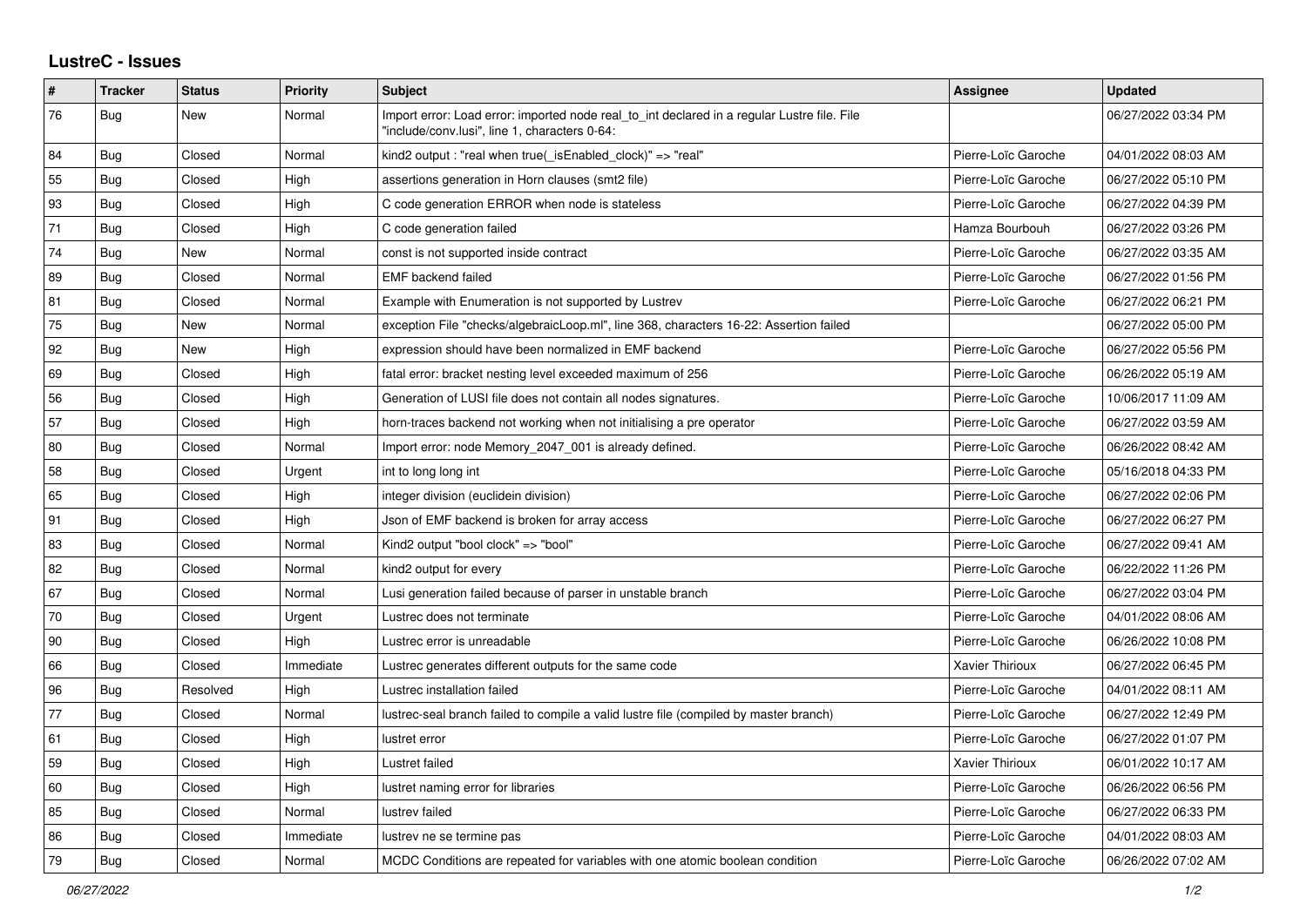# LustreC - Issues

| # | Tracker | Status | Priority | Subject | Assignee | Updated |
|---|---|---|---|---|---|---|
| 76 | Bug | New | Normal | Import error: Load error: imported node real_to_int declared in a regular Lustre file. File "include/conv.lusi", line 1, characters 0-64: | | 06/27/2022 03:34 PM |
| 84 | Bug | Closed | Normal | kind2 output : "real when true(_isEnabled_clock)" => "real" | Pierre-Loïc Garoche | 04/01/2022 08:03 AM |
| 55 | Bug | Closed | High | assertions generation in Horn clauses (smt2 file) | Pierre-Loïc Garoche | 06/27/2022 05:10 PM |
| 93 | Bug | Closed | High | C code generation ERROR when node is stateless | Pierre-Loïc Garoche | 06/27/2022 04:39 PM |
| 71 | Bug | Closed | High | C code generation failed | Hamza Bourbouh | 06/27/2022 03:26 PM |
| 74 | Bug | New | Normal | const is not supported inside contract | Pierre-Loïc Garoche | 06/27/2022 03:35 AM |
| 89 | Bug | Closed | Normal | EMF backend failed | Pierre-Loïc Garoche | 06/27/2022 01:56 PM |
| 81 | Bug | Closed | Normal | Example with Enumeration is not supported by Lustrev | Pierre-Loïc Garoche | 06/27/2022 06:21 PM |
| 75 | Bug | New | Normal | exception File "checks/algebraicLoop.ml", line 368, characters 16-22: Assertion failed | | 06/27/2022 05:00 PM |
| 92 | Bug | New | High | expression should have been normalized in EMF backend | Pierre-Loïc Garoche | 06/27/2022 05:56 PM |
| 69 | Bug | Closed | High | fatal error: bracket nesting level exceeded maximum of 256 | Pierre-Loïc Garoche | 06/26/2022 05:19 AM |
| 56 | Bug | Closed | High | Generation of LUSI file does not contain all nodes signatures. | Pierre-Loïc Garoche | 10/06/2017 11:09 AM |
| 57 | Bug | Closed | High | horn-traces backend not working when not initialising a pre operator | Pierre-Loïc Garoche | 06/27/2022 03:59 AM |
| 80 | Bug | Closed | Normal | Import error: node Memory_2047_001 is already defined. | Pierre-Loïc Garoche | 06/26/2022 08:42 AM |
| 58 | Bug | Closed | Urgent | int to long long int | Pierre-Loïc Garoche | 05/16/2018 04:33 PM |
| 65 | Bug | Closed | High | integer division (euclidein division) | Pierre-Loïc Garoche | 06/27/2022 02:06 PM |
| 91 | Bug | Closed | High | Json of EMF backend is broken for array access | Pierre-Loïc Garoche | 06/27/2022 06:27 PM |
| 83 | Bug | Closed | Normal | Kind2 output "bool clock" => "bool" | Pierre-Loïc Garoche | 06/27/2022 09:41 AM |
| 82 | Bug | Closed | Normal | kind2 output for every | Pierre-Loïc Garoche | 06/22/2022 11:26 PM |
| 67 | Bug | Closed | Normal | Lusi generation failed because of parser in unstable branch | Pierre-Loïc Garoche | 06/27/2022 03:04 PM |
| 70 | Bug | Closed | Urgent | Lustrec does not terminate | Pierre-Loïc Garoche | 04/01/2022 08:06 AM |
| 90 | Bug | Closed | High | Lustrec error is unreadable | Pierre-Loïc Garoche | 06/26/2022 10:08 PM |
| 66 | Bug | Closed | Immediate | Lustrec generates different outputs for the same code | Xavier Thirioux | 06/27/2022 06:45 PM |
| 96 | Bug | Resolved | High | Lustrec installation failed | Pierre-Loïc Garoche | 04/01/2022 08:11 AM |
| 77 | Bug | Closed | Normal | lustrec-seal branch failed to compile a valid lustre file (compiled by master branch) | Pierre-Loïc Garoche | 06/27/2022 12:49 PM |
| 61 | Bug | Closed | High | lustret error | Pierre-Loïc Garoche | 06/27/2022 01:07 PM |
| 59 | Bug | Closed | High | Lustret failed | Xavier Thirioux | 06/01/2022 10:17 AM |
| 60 | Bug | Closed | High | lustret naming error for libraries | Pierre-Loïc Garoche | 06/26/2022 06:56 PM |
| 85 | Bug | Closed | Normal | lustrev failed | Pierre-Loïc Garoche | 06/27/2022 06:33 PM |
| 86 | Bug | Closed | Immediate | lustrev ne se termine pas | Pierre-Loïc Garoche | 04/01/2022 08:03 AM |
| 79 | Bug | Closed | Normal | MCDC Conditions are repeated for variables with one atomic boolean condition | Pierre-Loïc Garoche | 06/26/2022 07:02 AM |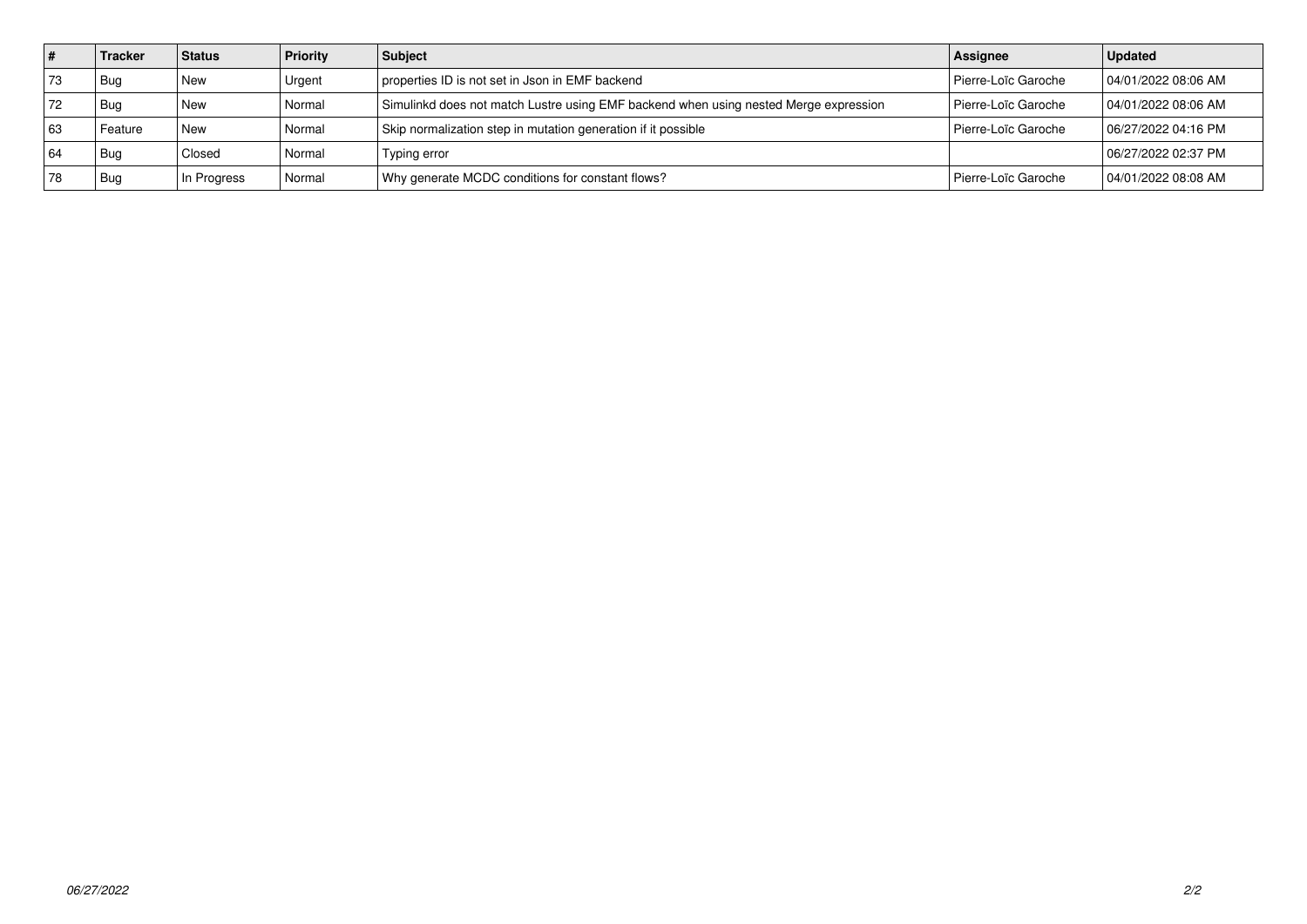| # | Tracker | Status | Priority | Subject | Assignee | Updated |
|---|---|---|---|---|---|---|
| 73 | Bug | New | Urgent | properties ID is not set in Json in EMF backend | Pierre-Loïc Garoche | 04/01/2022 08:06 AM |
| 72 | Bug | New | Normal | Simulinkd does not match Lustre using EMF backend when using nested Merge expression | Pierre-Loïc Garoche | 04/01/2022 08:06 AM |
| 63 | Feature | New | Normal | Skip normalization step in mutation generation if it possible | Pierre-Loïc Garoche | 06/27/2022 04:16 PM |
| 64 | Bug | Closed | Normal | Typing error | | 06/27/2022 02:37 PM |
| 78 | Bug | In Progress | Normal | Why generate MCDC conditions for constant flows? | Pierre-Loïc Garoche | 04/01/2022 08:08 AM |